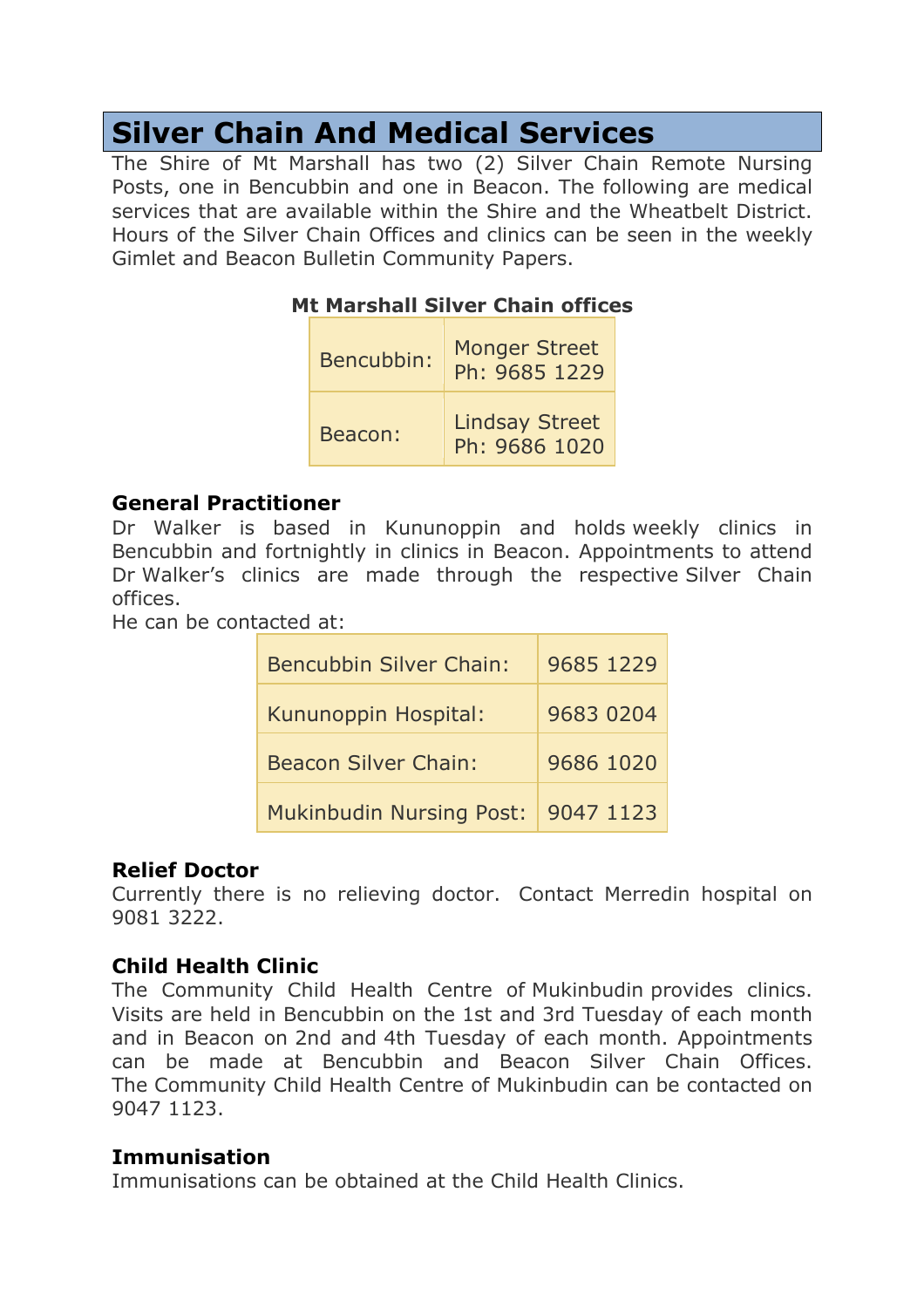# Silver Chain And Medical Services

The Shire of Mt Marshall has two (2) Silver Chain Remote Nursing Posts, one in Bencubbin and one in Beacon. The following are medical services that are available within the Shire and the Wheatbelt District. Hours of the Silver Chain Offices and clinics can be seen in the weekly Gimlet and Beacon Bulletin Community Papers.

**Mt Marshall Silver Chain offices**

| | |
|---|---|
| Bencubbin: | Monger Street<br>Ph: 9685 1229 |
| Beacon: | Lindsay Street<br>Ph: 9686 1020 |

### General Practitioner

Dr Walker is based in Kununoppin and holds weekly clinics in Bencubbin and fortnightly in clinics in Beacon. Appointments to attend Dr Walker's clinics are made through the respective Silver Chain offices.

He can be contacted at:

| | |
|---|---|
| Bencubbin Silver Chain: | 9685 1229 |
| Kununoppin Hospital: | 9683 0204 |
| Beacon Silver Chain: | 9686 1020 |
| Mukinbudin Nursing Post: | 9047 1123 |

### Relief Doctor

Currently there is no relieving doctor. Contact Merredin hospital on 9081 3222.

### Child Health Clinic

The Community Child Health Centre of Mukinbudin provides clinics. Visits are held in Bencubbin on the 1st and 3rd Tuesday of each month and in Beacon on 2nd and 4th Tuesday of each month. Appointments can be made at Bencubbin and Beacon Silver Chain Offices. The Community Child Health Centre of Mukinbudin can be contacted on 9047 1123.

### Immunisation

Immunisations can be obtained at the Child Health Clinics.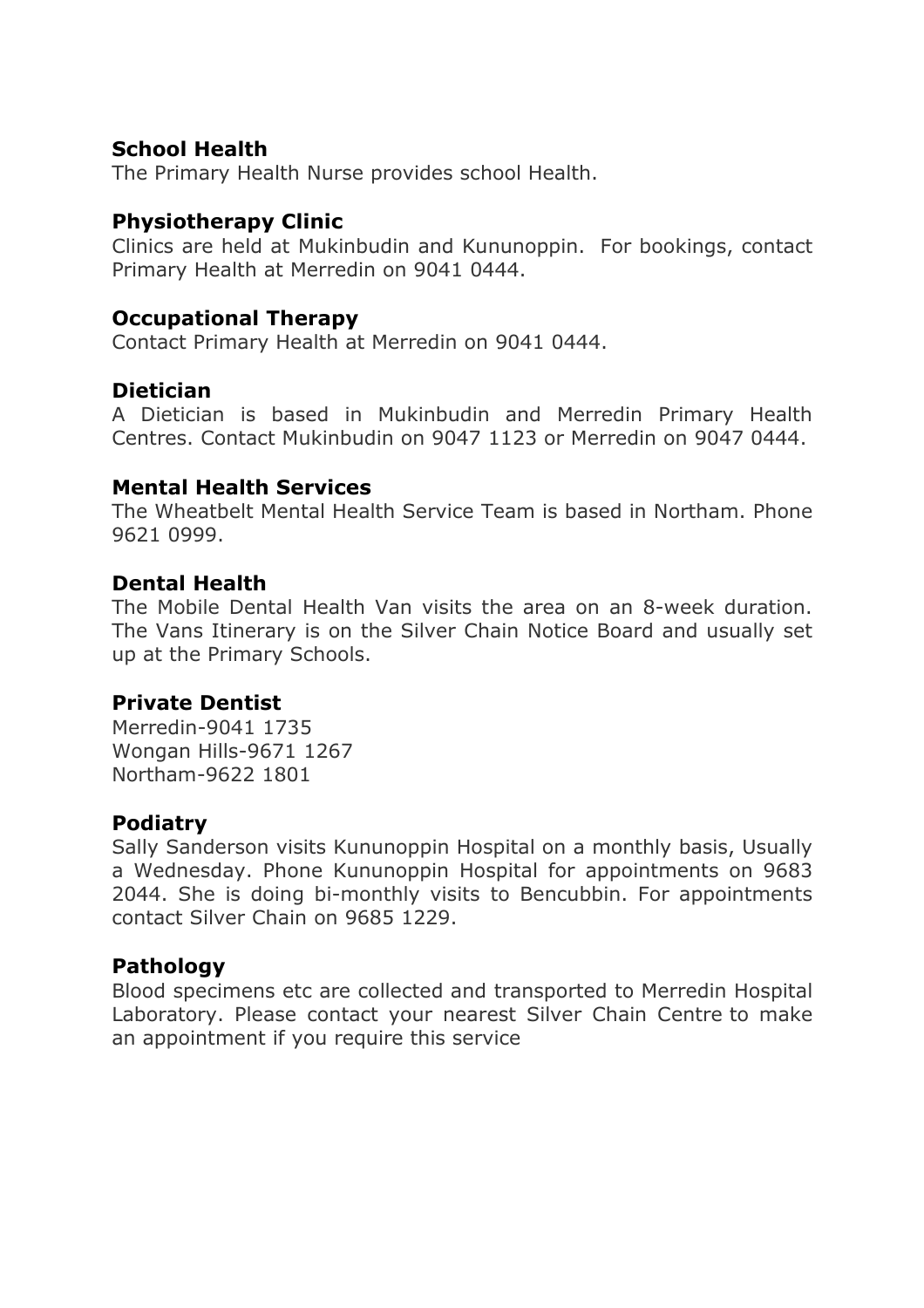### School Health

The Primary Health Nurse provides school Health.

### Physiotherapy Clinic

Clinics are held at Mukinbudin and Kununoppin. For bookings, contact Primary Health at Merredin on 9041 0444.

### Occupational Therapy

Contact Primary Health at Merredin on 9041 0444.

### Dietician

A Dietician is based in Mukinbudin and Merredin Primary Health Centres. Contact Mukinbudin on 9047 1123 or Merredin on 9047 0444.

### Mental Health Services

The Wheatbelt Mental Health Service Team is based in Northam. Phone 9621 0999.

### Dental Health

The Mobile Dental Health Van visits the area on an 8-week duration. The Vans Itinerary is on the Silver Chain Notice Board and usually set up at the Primary Schools.

### Private Dentist

Merredin-9041 1735
Wongan Hills-9671 1267
Northam-9622 1801

### Podiatry

Sally Sanderson visits Kununoppin Hospital on a monthly basis, Usually a Wednesday. Phone Kununoppin Hospital for appointments on 9683 2044. She is doing bi-monthly visits to Bencubbin. For appointments contact Silver Chain on 9685 1229.

### Pathology

Blood specimens etc are collected and transported to Merredin Hospital Laboratory. Please contact your nearest Silver Chain Centre to make an appointment if you require this service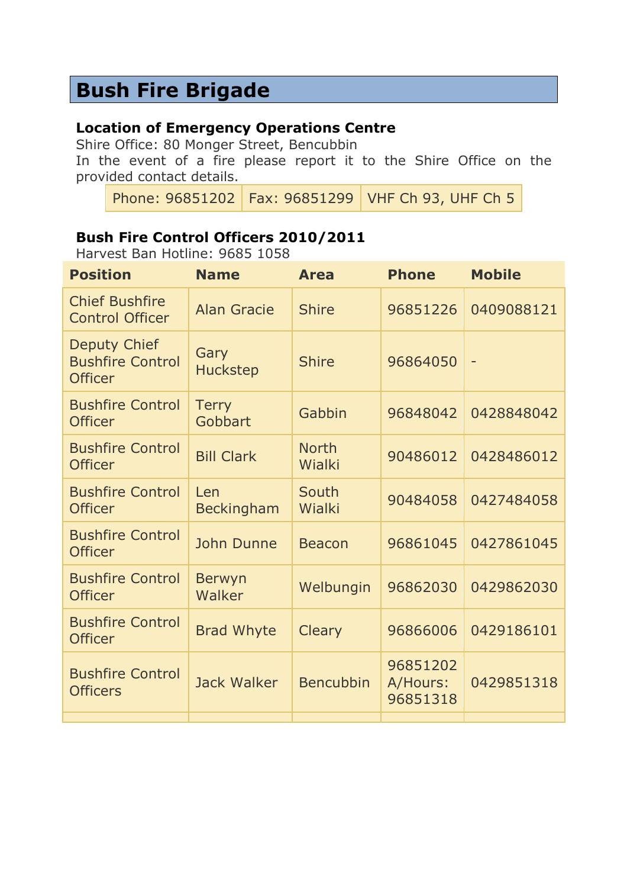# Bush Fire Brigade

### Location of Emergency Operations Centre

Shire Office: 80 Monger Street, Bencubbin
In the event of a fire please report it to the Shire Office on the provided contact details.

| Phone: 96851202 | Fax: 96851299 | VHF Ch 93, UHF Ch 5 |
|---|---|---|

### Bush Fire Control Officers 2010/2011

Harvest Ban Hotline: 9685 1058

| Position | Name | Area | Phone | Mobile |
|---|---|---|---|---|
| Chief Bushfire Control Officer | Alan Gracie | Shire | 96851226 | 0409088121 |
| Deputy Chief Bushfire Control Officer | Gary Huckstep | Shire | 96864050 | - |
| Bushfire Control Officer | Terry Gobbart | Gabbin | 96848042 | 0428848042 |
| Bushfire Control Officer | Bill Clark | North Wialki | 90486012 | 0428486012 |
| Bushfire Control Officer | Len Beckingham | South Wialki | 90484058 | 0427484058 |
| Bushfire Control Officer | John Dunne | Beacon | 96861045 | 0427861045 |
| Bushfire Control Officer | Berwyn Walker | Welbungin | 96862030 | 0429862030 |
| Bushfire Control Officer | Brad Whyte | Cleary | 96866006 | 0429186101 |
| Bushfire Control Officers | Jack Walker | Bencubbin | 96851202 A/Hours: 96851318 | 0429851318 |
| | | | | |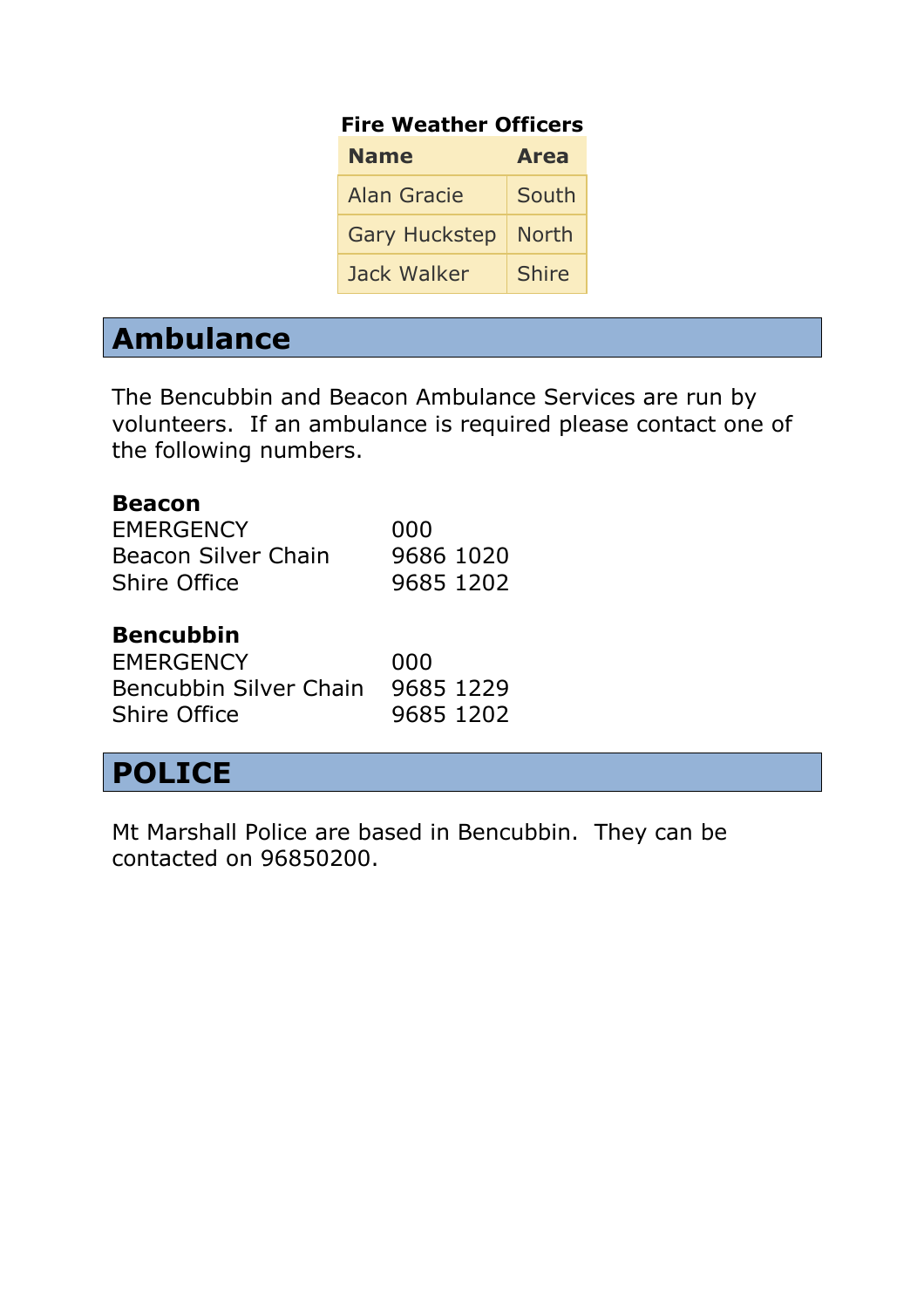**Fire Weather Officers**

| Name | Area |
|---|---|
| Alan Gracie | South |
| Gary Huckstep | North |
| Jack Walker | Shire |

## Ambulance

The Bencubbin and Beacon Ambulance Services are run by volunteers. If an ambulance is required please contact one of the following numbers.

**Beacon**

| | |
|---|---|
| EMERGENCY | 000 |
| Beacon Silver Chain | 9686 1020 |
| Shire Office | 9685 1202 |

**Bencubbin**

| | |
|---|---|
| EMERGENCY | 000 |
| Bencubbin Silver Chain | 9685 1229 |
| Shire Office | 9685 1202 |

## POLICE

Mt Marshall Police are based in Bencubbin. They can be contacted on 96850200.